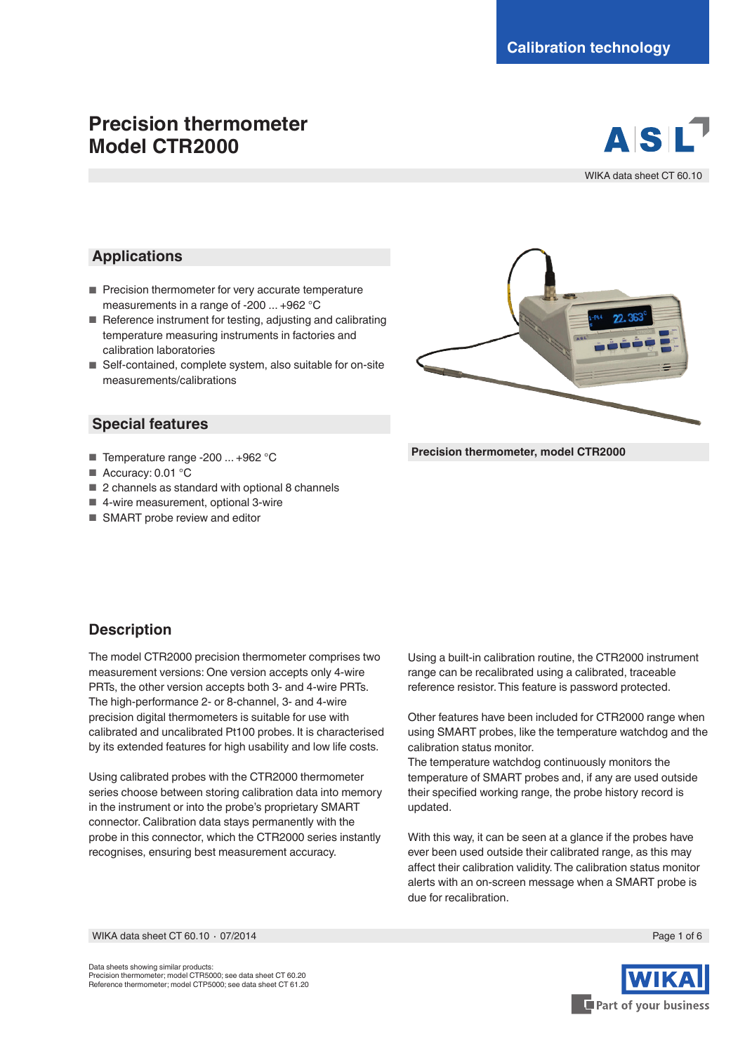Calibration technology

# Precision thermometer Model CTR2000

WIKA data sheet CT 60.10

## Applications

- Precision thermometer for very accurate temperature measurements in a range of -200 ... +962 °C
- Reference instrument for testing, adjusting and calibrating temperature measuring instruments in factories and calibration laboratories
- Self-contained, complete system, also suitable for on-site measurements/calibrations

## Special features

- Temperature range -200 ... +962 °C
- Accuracy: 0.01 °C
- 2 channels as standard with optional 8 channels
- 4-wire measurement, optional 3-wire
- SMART probe review and editor

**Precision thermometer, model CTR2000**

## Description

The model CTR2000 precision thermometer comprises two measurement versions: One version accepts only 4-wire PRTs, the other version accepts both 3- and 4-wire PRTs. The high-performance 2- or 8-channel, 3- and 4-wire precision digital thermometers is suitable for use with calibrated and uncalibrated Pt100 probes. It is characterised by its extended features for high usability and low life costs.

Using calibrated probes with the CTR2000 thermometer series choose between storing calibration data into memory in the instrument or into the probe's proprietary SMART connector. Calibration data stays permanently with the probe in this connector, which the CTR2000 series instantly recognises, ensuring best measurement accuracy.

Using a built-in calibration routine, the CTR2000 instrument range can be recalibrated using a calibrated, traceable reference resistor. This feature is password protected.

Other features have been included for CTR2000 range when using SMART probes, like the temperature watchdog and the calibration status monitor.
The temperature watchdog continuously monitors the temperature of SMART probes and, if any are used outside their specified working range, the probe history record is updated.

With this way, it can be seen at a glance if the probes have ever been used outside their calibrated range, as this may affect their calibration validity. The calibration status monitor alerts with an on-screen message when a SMART probe is due for recalibration.

Data sheets showing similar products:
Precision thermometer; model CTR5000; see data sheet CT 60.20
Reference thermometer; model CTP5000; see data sheet CT 61.20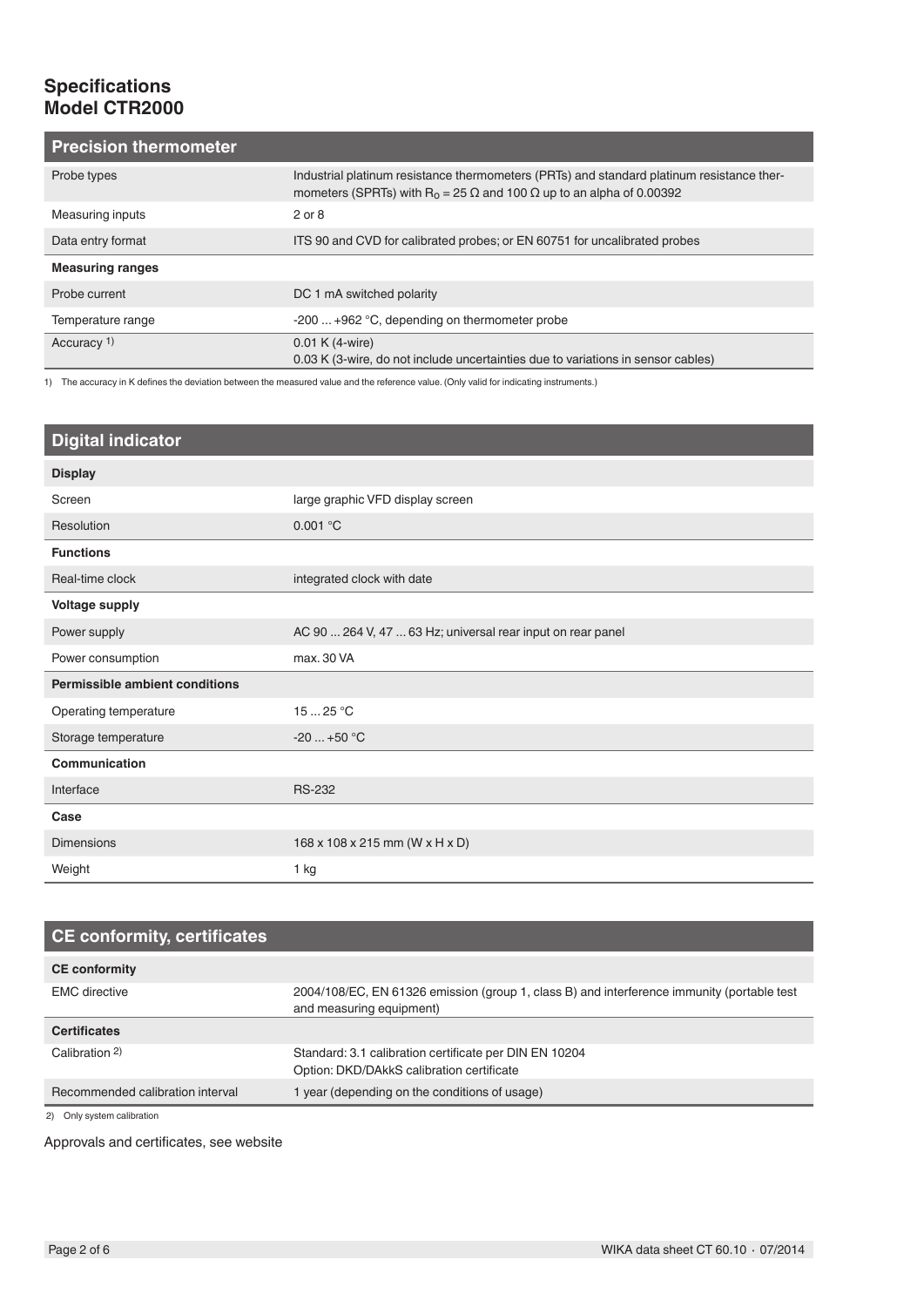## Specifications
## Model CTR2000

| Precision thermometer | |
|---|---|
| Probe types | Industrial platinum resistance thermometers (PRTs) and standard platinum resistance thermometers (SPRTs) with $R_0$ = 25 Ω and 100 Ω up to an alpha of 0.00392 |
| Measuring inputs | 2 or 8 |
| Data entry format | ITS 90 and CVD for calibrated probes; or EN 60751 for uncalibrated probes |
| **Measuring ranges** | |
| Probe current | DC 1 mA switched polarity |
| Temperature range | -200 ... +962 °C, depending on thermometer probe |
| Accuracy [1] | 0.01 K (4-wire)<br>0.03 K (3-wire, do not include uncertainties due to variations in sensor cables) |

1) The accuracy in K defines the deviation between the measured value and the reference value. (Only valid for indicating instruments.)

| Digital indicator | |
|---|---|
| **Display** | |
| Screen | large graphic VFD display screen |
| Resolution | 0.001 °C |
| **Functions** | |
| Real-time clock | integrated clock with date |
| **Voltage supply** | |
| Power supply | AC 90 ... 264 V, 47 ... 63 Hz; universal rear input on rear panel |
| Power consumption | max. 30 VA |
| **Permissible ambient conditions** | |
| Operating temperature | 15 ... 25 °C |
| Storage temperature | -20 ... +50 °C |
| **Communication** | |
| Interface | RS-232 |
| **Case** | |
| Dimensions | 168 x 108 x 215 mm (W x H x D) |
| Weight | 1 kg |

| CE conformity, certificates | |
|---|---|
| **CE conformity** | |
| EMC directive | 2004/108/EC, EN 61326 emission (group 1, class B) and interference immunity (portable test and measuring equipment) |
| **Certificates** | |
| Calibration [2] | Standard: 3.1 calibration certificate per DIN EN 10204<br>Option: DKD/DAkkS calibration certificate |
| Recommended calibration interval | 1 year (depending on the conditions of usage) |

2) Only system calibration

Approvals and certificates, see website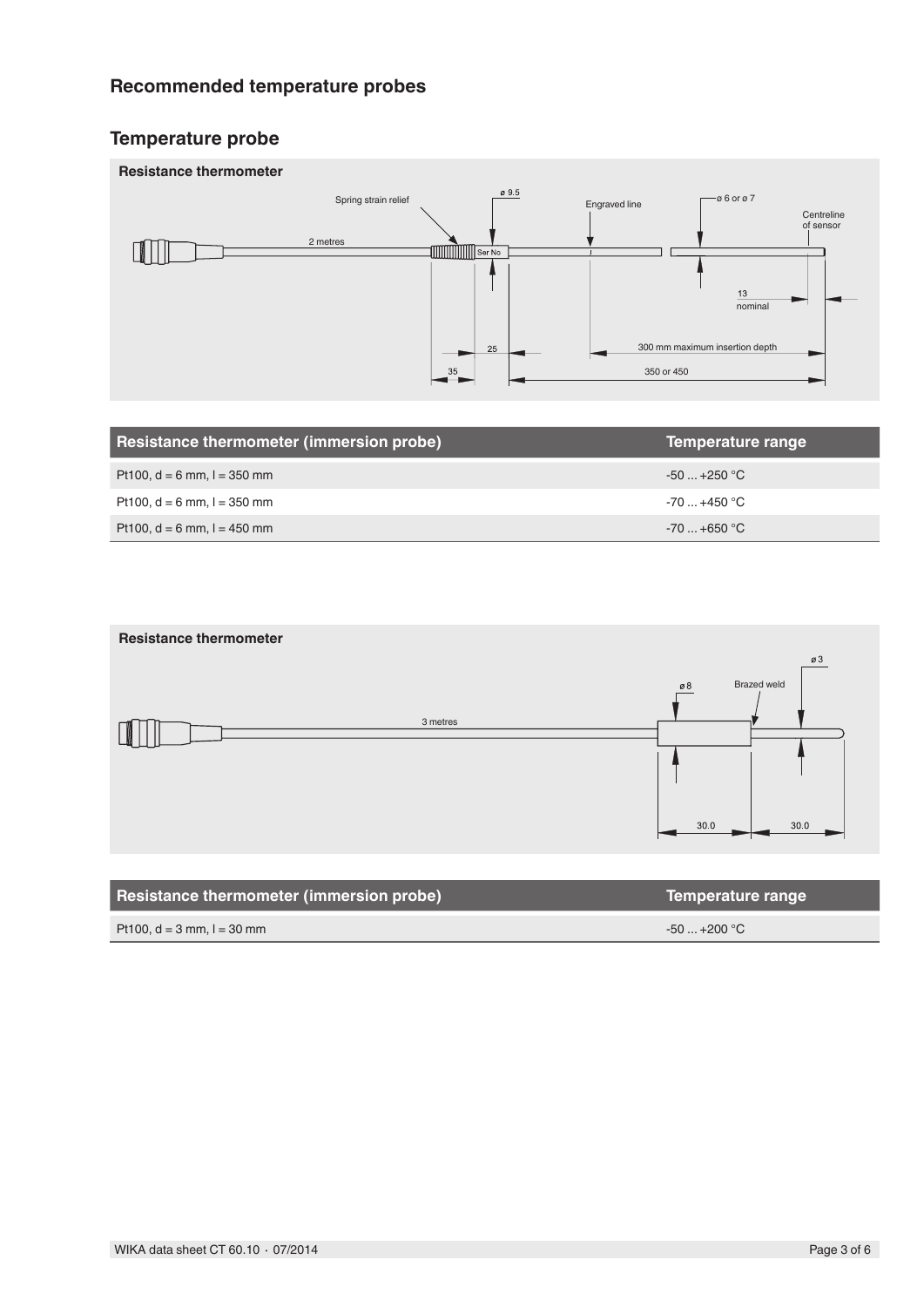## Recommended temperature probes

### Temperature probe

**Resistance thermometer**

| Resistance thermometer (immersion probe) | Temperature range |
| --- | --- |
| Pt100, d = 6 mm, l = 350 mm | -50 ... +250 °C |
| Pt100, d = 6 mm, l = 350 mm | -70 ... +450 °C |
| Pt100, d = 6 mm, l = 450 mm | -70 ... +650 °C |

**Resistance thermometer**

| Resistance thermometer (immersion probe) | Temperature range |
| --- | --- |
| Pt100, d = 3 mm, l = 30 mm | -50 ... +200 °C |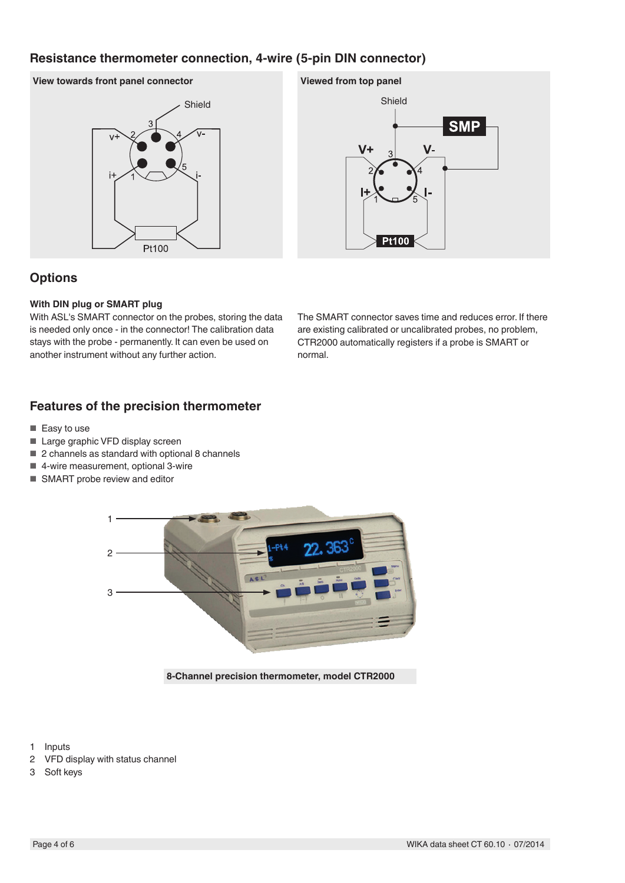## Resistance thermometer connection, 4-wire (5-pin DIN connector)

**View towards front panel connector**

**Viewed from top panel**

## Options

### With DIN plug or SMART plug

With ASL's SMART connector on the probes, storing the data is needed only once - in the connector! The calibration data stays with the probe - permanently. It can even be used on another instrument without any further action.

The SMART connector saves time and reduces error. If there are existing calibrated or uncalibrated probes, no problem, CTR2000 automatically registers if a probe is SMART or normal.

## Features of the precision thermometer

- Easy to use
- Large graphic VFD display screen
- 2 channels as standard with optional 8 channels
- 4-wire measurement, optional 3-wire
- SMART probe review and editor

**8-Channel precision thermometer, model CTR2000**

1 Inputs
2 VFD display with status channel
3 Soft keys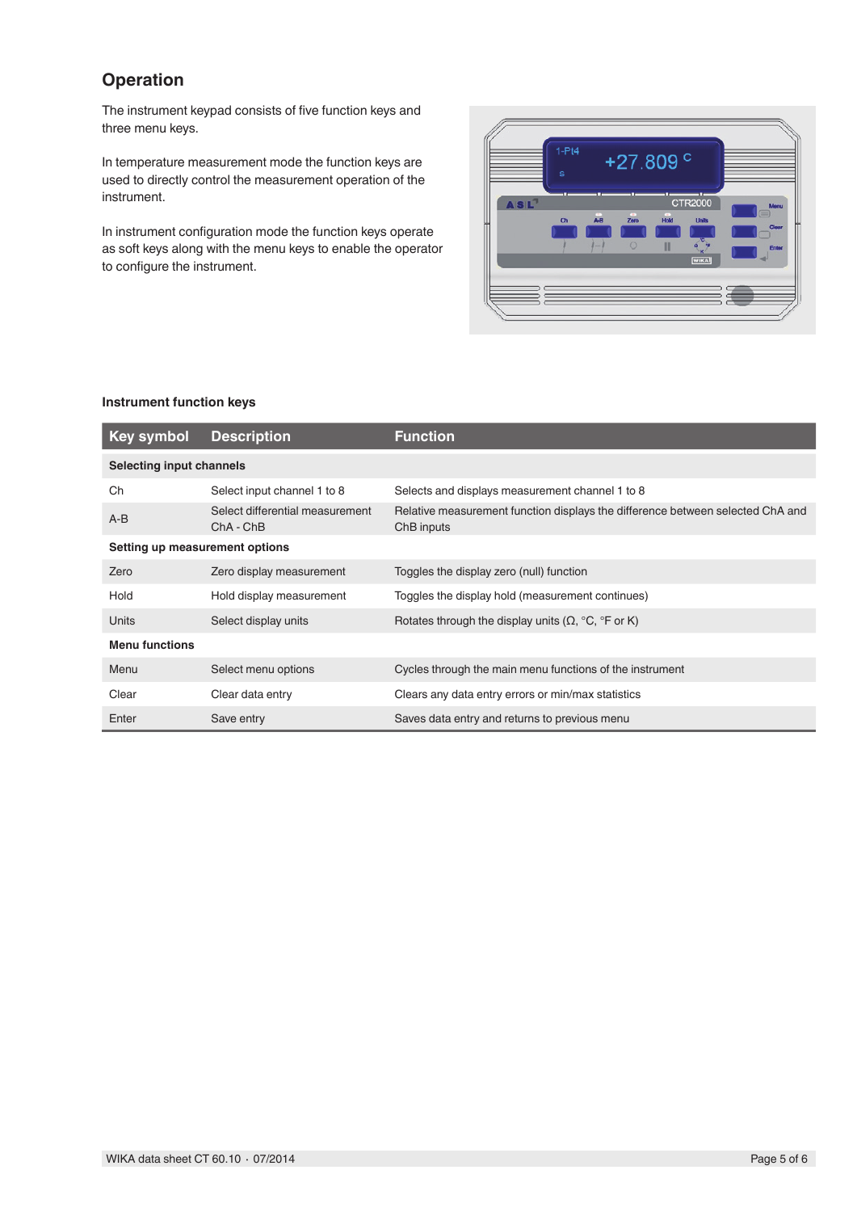## Operation

The instrument keypad consists of five function keys and three menu keys.

In temperature measurement mode the function keys are used to directly control the measurement operation of the instrument.

In instrument configuration mode the function keys operate as soft keys along with the menu keys to enable the operator to configure the instrument.

### Instrument function keys

| Key symbol | Description | Function |
|---|---|---|
| **Selecting input channels** | | |
| Ch | Select input channel 1 to 8 | Selects and displays measurement channel 1 to 8 |
| A-B | Select differential measurement ChA - ChB | Relative measurement function displays the difference between selected ChA and ChB inputs |
| **Setting up measurement options** | | |
| Zero | Zero display measurement | Toggles the display zero (null) function |
| Hold | Hold display measurement | Toggles the display hold (measurement continues) |
| Units | Select display units | Rotates through the display units (Ω, °C, °F or K) |
| **Menu functions** | | |
| Menu | Select menu options | Cycles through the main menu functions of the instrument |
| Clear | Clear data entry | Clears any data entry errors or min/max statistics |
| Enter | Save entry | Saves data entry and returns to previous menu |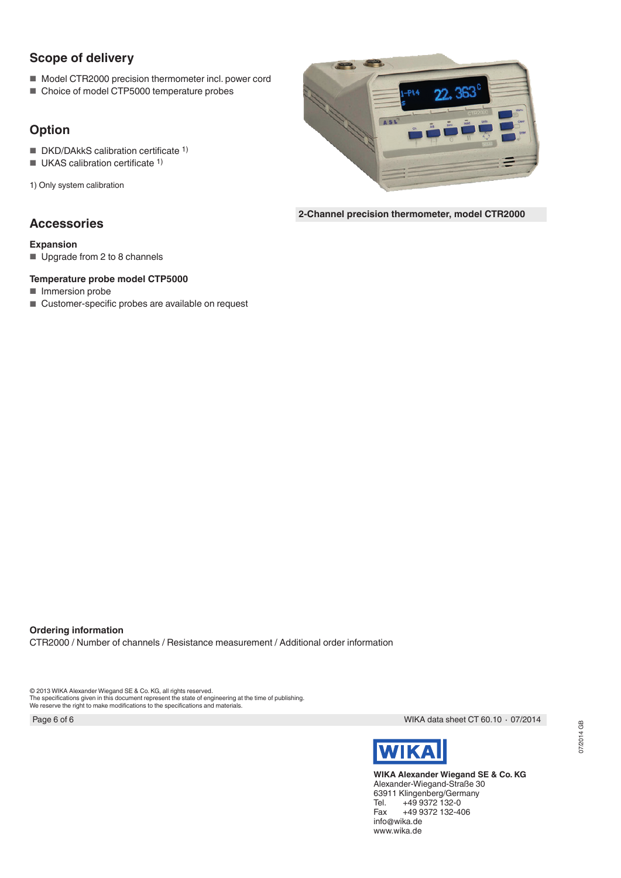## Scope of delivery

- Model CTR2000 precision thermometer incl. power cord
- Choice of model CTP5000 temperature probes

## Option

- DKD/DAkkS calibration certificate [1)]
- UKAS calibration certificate [1)]

1) Only system calibration

2-Channel precision thermometer, model CTR2000

## Accessories

### Expansion

- Upgrade from 2 to 8 channels

### Temperature probe model CTP5000

- Immersion probe
- Customer-specific probes are available on request

### Ordering information

CTR2000 / Number of channels / Resistance measurement / Additional order information

© 2013 WIKA Alexander Wiegand SE & Co. KG, all rights reserved.
The specifications given in this document represent the state of engineering at the time of publishing.
We reserve the right to make modifications to the specifications and materials.

WIKA data sheet CT 60.10 · 07/2014

07/2014 GB

**WIKA Alexander Wiegand SE & Co. KG**
Alexander-Wiegand-Straße 30
63911 Klingenberg/Germany
Tel. +49 9372 132-0
Fax +49 9372 132-406
info@wika.de
www.wika.de